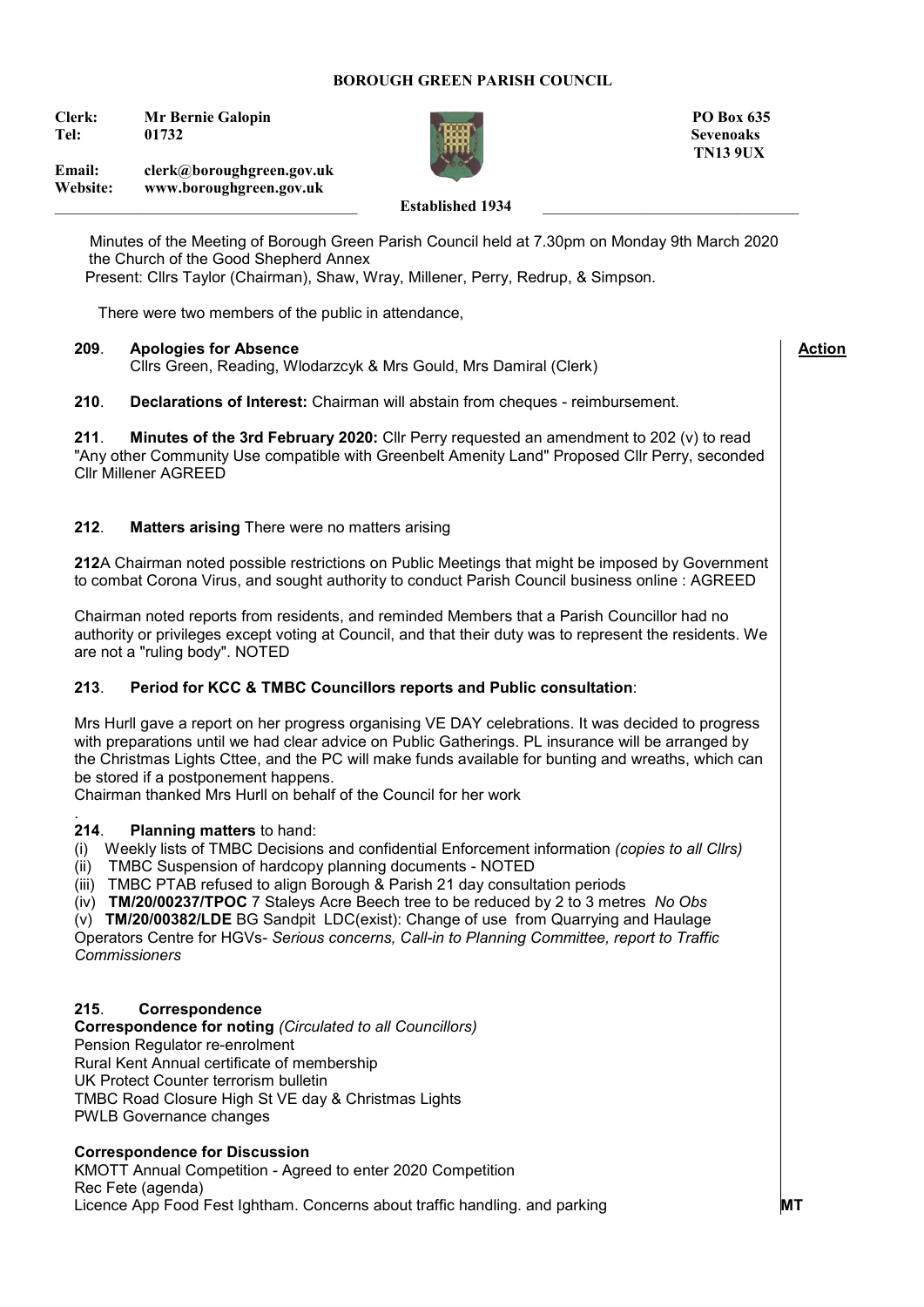**BOROUGH GREEN PARISH COUNCIL**

**Clerk:** **Mr Bernie Galopin**
**Tel:** **01732**
**Email:** **clerk@boroughgreen.gov.uk**
**Website:** **www.boroughgreen.gov.uk**

**PO Box 635**
**Sevenoaks**
**TN13 9UX**

**Established 1934**

Minutes of the Meeting of Borough Green Parish Council held at 7.30pm on Monday 9th March 2020 the Church of the Good Shepherd Annex

Present: Cllrs Taylor (Chairman), Shaw, Wray, Millener, Perry, Redrup, & Simpson.

There were two members of the public in attendance,

**Action**

**209**. **Apologies for Absence**
Cllrs Green, Reading, Wlodarzcyk & Mrs Gould, Mrs Damiral (Clerk)

**210**. **Declarations of Interest:** Chairman will abstain from cheques - reimbursement.

**211**. **Minutes of the 3rd February 2020:** Cllr Perry requested an amendment to 202 (v) to read "Any other Community Use compatible with Greenbelt Amenity Land" Proposed Cllr Perry, seconded Cllr Millener AGREED

**212**. **Matters arising** There were no matters arising

**212**A Chairman noted possible restrictions on Public Meetings that might be imposed by Government to combat Corona Virus, and sought authority to conduct Parish Council business online : AGREED

Chairman noted reports from residents, and reminded Members that a Parish Councillor had no authority or privileges except voting at Council, and that their duty was to represent the residents. We are not a "ruling body". NOTED

**213**. **Period for KCC & TMBC Councillors reports and Public consultation**:

Mrs Hurll gave a report on her progress organising VE DAY celebrations. It was decided to progress with preparations until we had clear advice on Public Gatherings. PL insurance will be arranged by the Christmas Lights Cttee, and the PC will make funds available for bunting and wreaths, which can be stored if a postponement happens.
Chairman thanked Mrs Hurll on behalf of the Council for her work

**214**. **Planning matters** to hand:
(i) Weekly lists of TMBC Decisions and confidential Enforcement information *(copies to all Cllrs)*
(ii) TMBC Suspension of hardcopy planning documents - NOTED
(iii) TMBC PTAB refused to align Borough & Parish 21 day consultation periods
(iv) **TM/20/00237/TPOC** 7 Staleys Acre Beech tree to be reduced by 2 to 3 metres *No Obs*
(v) **TM/20/00382/LDE** BG Sandpit LDC(exist): Change of use from Quarrying and Haulage Operators Centre for HGVs- *Serious concerns, Call-in to Planning Committee, report to Traffic Commissioners*

**215**. **Correspondence**
**Correspondence for noting** *(Circulated to all Councillors)*
Pension Regulator re-enrolment
Rural Kent Annual certificate of membership
UK Protect Counter terrorism bulletin
TMBC Road Closure High St VE day & Christmas Lights
PWLB Governance changes

**Correspondence for Discussion**
KMOTT Annual Competition - Agreed to enter 2020 Competition
Rec Fete (agenda)
Licence App Food Fest Ightham. Concerns about traffic handling. and parking **MT**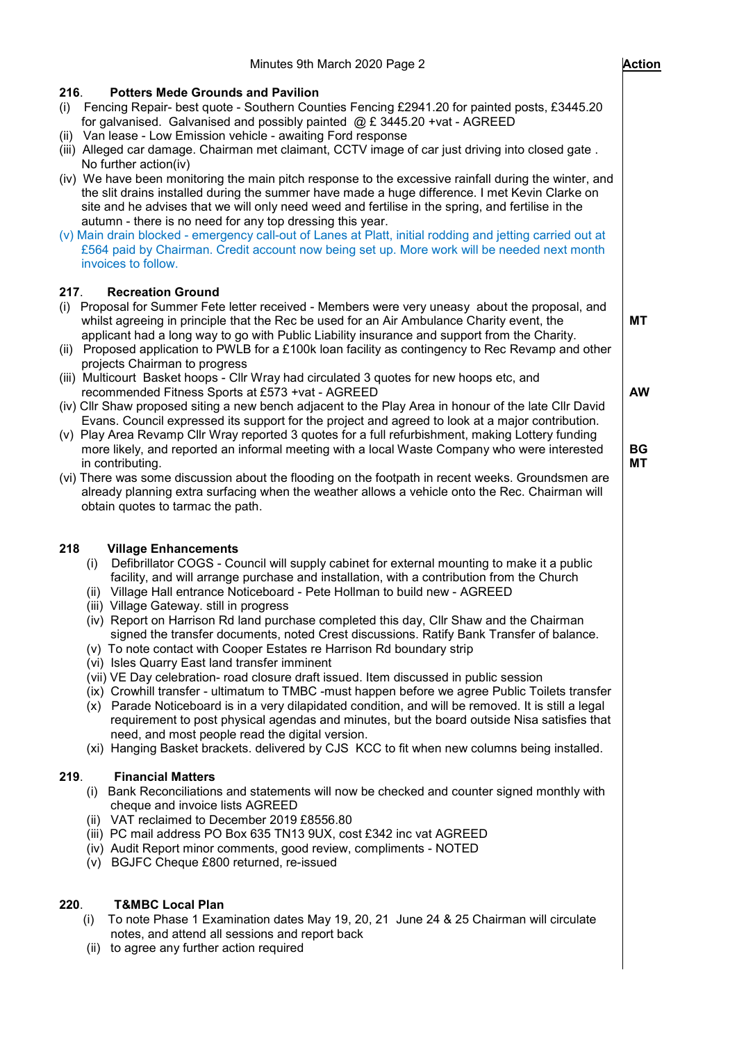**216. Potters Mede Grounds and Pavilion**

(i) Fencing Repair- best quote - Southern Counties Fencing £2941.20 for painted posts, £3445.20 for galvanised. Galvanised and possibly painted @ £ 3445.20 +vat - AGREED

(ii) Van lease - Low Emission vehicle - awaiting Ford response

(iii) Alleged car damage. Chairman met claimant, CCTV image of car just driving into closed gate . No further action(iv)

(iv) We have been monitoring the main pitch response to the excessive rainfall during the winter, and the slit drains installed during the summer have made a huge difference. I met Kevin Clarke on site and he advises that we will only need weed and fertilise in the spring, and fertilise in the autumn - there is no need for any top dressing this year.

(v) Main drain blocked - emergency call-out of Lanes at Platt, initial rodding and jetting carried out at £564 paid by Chairman. Credit account now being set up. More work will be needed next month invoices to follow.

**217. Recreation Ground**

(i) Proposal for Summer Fete letter received - Members were very uneasy about the proposal, and whilst agreeing in principle that the Rec be used for an Air Ambulance Charity event, the applicant had a long way to go with Public Liability insurance and support from the Charity. — **MT**

(ii) Proposed application to PWLB for a £100k loan facility as contingency to Rec Revamp and other projects Chairman to progress

(iii) Multicourt Basket hoops - Cllr Wray had circulated 3 quotes for new hoops etc, and recommended Fitness Sports at £573 +vat - AGREED — **AW**

(iv) Cllr Shaw proposed siting a new bench adjacent to the Play Area in honour of the late Cllr David Evans. Council expressed its support for the project and agreed to look at a major contribution. — **BG**

(v) Play Area Revamp Cllr Wray reported 3 quotes for a full refurbishment, making Lottery funding more likely, and reported an informal meeting with a local Waste Company who were interested in contributing. — **MT**

(vi) There was some discussion about the flooding on the footpath in recent weeks. Groundsmen are already planning extra surfacing when the weather allows a vehicle onto the Rec. Chairman will obtain quotes to tarmac the path.

**218 Village Enhancements**

(i) Defibrillator COGS - Council will supply cabinet for external mounting to make it a public facility, and will arrange purchase and installation, with a contribution from the Church

(ii) Village Hall entrance Noticeboard - Pete Hollman to build new - AGREED

(iii) Village Gateway. still in progress

(iv) Report on Harrison Rd land purchase completed this day, Cllr Shaw and the Chairman signed the transfer documents, noted Crest discussions. Ratify Bank Transfer of balance.

(v) To note contact with Cooper Estates re Harrison Rd boundary strip

(vi) Isles Quarry East land transfer imminent

(vii) VE Day celebration- road closure draft issued. Item discussed in public session

(ix) Crowhill transfer - ultimatum to TMBC -must happen before we agree Public Toilets transfer

(x) Parade Noticeboard is in a very dilapidated condition, and will be removed. It is still a legal requirement to post physical agendas and minutes, but the board outside Nisa satisfies that need, and most people read the digital version.

(xi) Hanging Basket brackets. delivered by CJS KCC to fit when new columns being installed.

**219. Financial Matters**

(i) Bank Reconciliations and statements will now be checked and counter signed monthly with cheque and invoice lists AGREED

(ii) VAT reclaimed to December 2019 £8556.80

(iii) PC mail address PO Box 635 TN13 9UX, cost £342 inc vat AGREED

(iv) Audit Report minor comments, good review, compliments - NOTED

(v) BGJFC Cheque £800 returned, re-issued

**220. T&MBC Local Plan**

(i) To note Phase 1 Examination dates May 19, 20, 21 June 24 & 25 Chairman will circulate notes, and attend all sessions and report back

(ii) to agree any further action required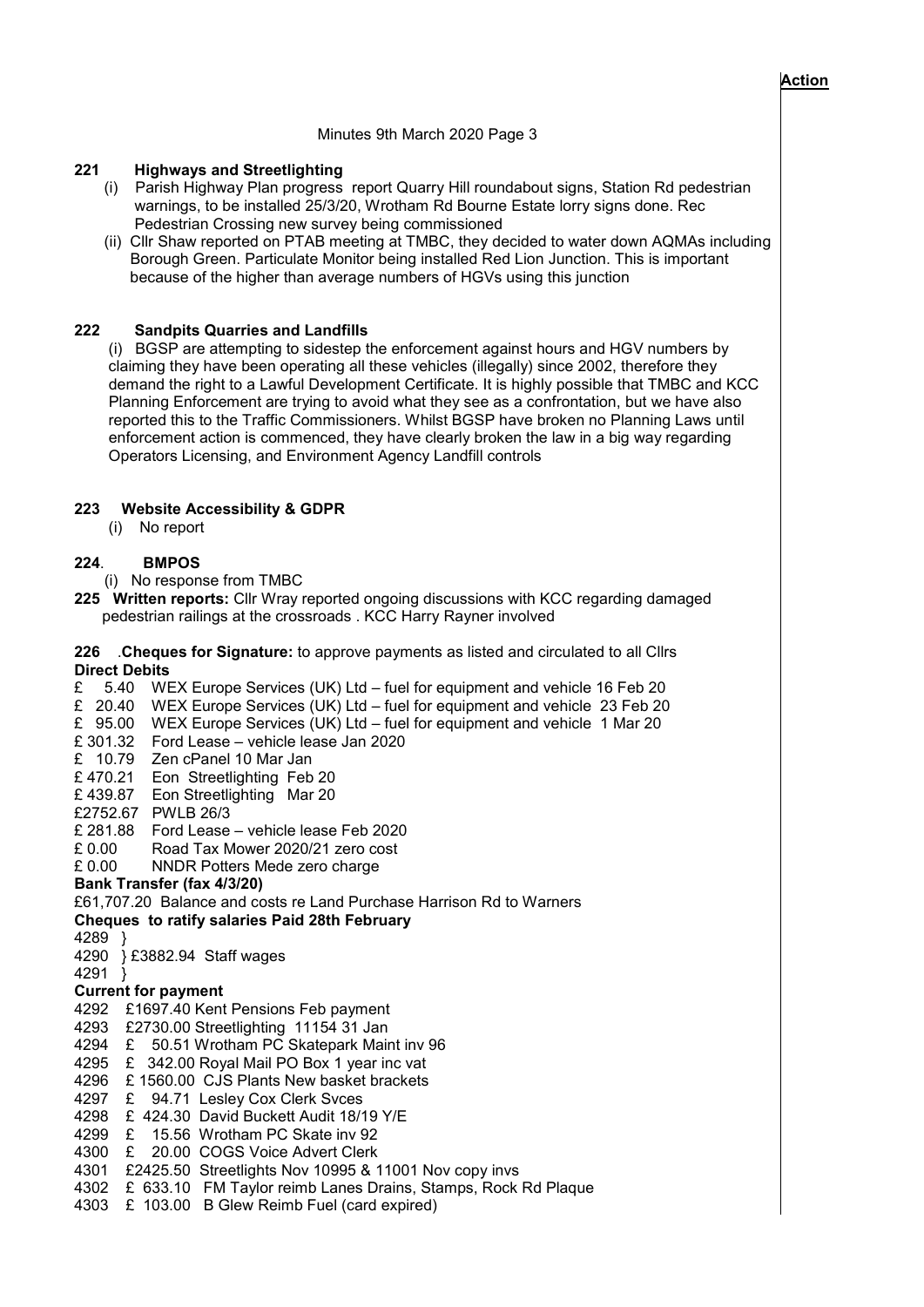**Action**

Minutes 9th March 2020 Page 3

**221 Highways and Streetlighting**

(i) Parish Highway Plan progress report Quarry Hill roundabout signs, Station Rd pedestrian warnings, to be installed 25/3/20, Wrotham Rd Bourne Estate lorry signs done. Rec Pedestrian Crossing new survey being commissioned

(ii) Cllr Shaw reported on PTAB meeting at TMBC, they decided to water down AQMAs including Borough Green. Particulate Monitor being installed Red Lion Junction. This is important because of the higher than average numbers of HGVs using this junction

**222 Sandpits Quarries and Landfills**

(i) BGSP are attempting to sidestep the enforcement against hours and HGV numbers by claiming they have been operating all these vehicles (illegally) since 2002, therefore they demand the right to a Lawful Development Certificate. It is highly possible that TMBC and KCC Planning Enforcement are trying to avoid what they see as a confrontation, but we have also reported this to the Traffic Commissioners. Whilst BGSP have broken no Planning Laws until enforcement action is commenced, they have clearly broken the law in a big way regarding Operators Licensing, and Environment Agency Landfill controls

**223 Website Accessibility & GDPR**

(i) No report

**224. BMPOS**

(i) No response from TMBC

**225 Written reports:** Cllr Wray reported ongoing discussions with KCC regarding damaged pedestrian railings at the crossroads . KCC Harry Rayner involved

**226** .**Cheques for Signature:** to approve payments as listed and circulated to all Cllrs

**Direct Debits**

£ 5.40 WEX Europe Services (UK) Ltd – fuel for equipment and vehicle 16 Feb 20
£ 20.40 WEX Europe Services (UK) Ltd – fuel for equipment and vehicle 23 Feb 20
£ 95.00 WEX Europe Services (UK) Ltd – fuel for equipment and vehicle 1 Mar 20
£ 301.32 Ford Lease – vehicle lease Jan 2020
£ 10.79 Zen cPanel 10 Mar Jan
£ 470.21 Eon Streetlighting Feb 20
£ 439.87 Eon Streetlighting Mar 20
£2752.67 PWLB 26/3
£ 281.88 Ford Lease – vehicle lease Feb 2020
£ 0.00 Road Tax Mower 2020/21 zero cost
£ 0.00 NNDR Potters Mede zero charge

**Bank Transfer (fax 4/3/20)**

£61,707.20 Balance and costs re Land Purchase Harrison Rd to Warners

**Cheques to ratify salaries Paid 28th February**

4289 }
4290 } £3882.94 Staff wages
4291 }

**Current for payment**

4292 £1697.40 Kent Pensions Feb payment
4293 £2730.00 Streetlighting 11154 31 Jan
4294 £ 50.51 Wrotham PC Skatepark Maint inv 96
4295 £ 342.00 Royal Mail PO Box 1 year inc vat
4296 £ 1560.00 CJS Plants New basket brackets
4297 £ 94.71 Lesley Cox Clerk Svces
4298 £ 424.30 David Buckett Audit 18/19 Y/E
4299 £ 15.56 Wrotham PC Skate inv 92
4300 £ 20.00 COGS Voice Advert Clerk
4301 £2425.50 Streetlights Nov 10995 & 11001 Nov copy invs
4302 £ 633.10 FM Taylor reimb Lanes Drains, Stamps, Rock Rd Plaque
4303 £ 103.00 B Glew Reimb Fuel (card expired)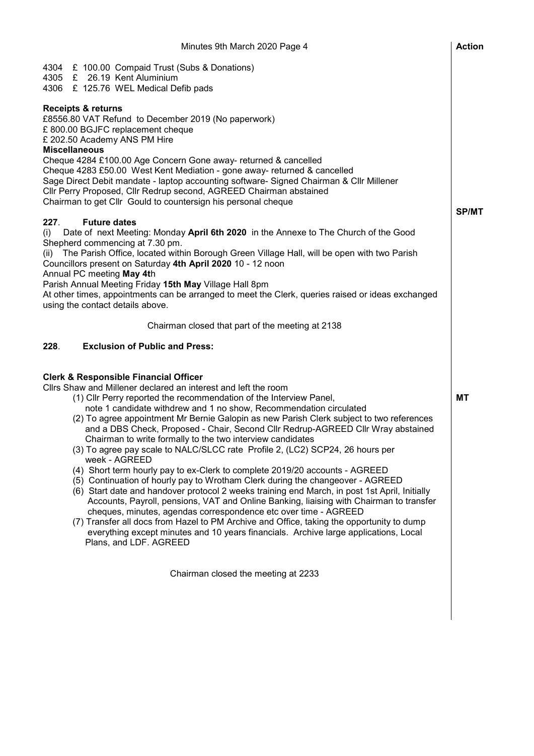Minutes 9th March 2020 Page 4

**Action**

4304 £ 100.00 Compaid Trust (Subs & Donations)
4305 £ 26.19 Kent Aluminium
4306 £ 125.76 WEL Medical Defib pads

**Receipts & returns**
£8556.80 VAT Refund to December 2019 (No paperwork)
£ 800.00 BGJFC replacement cheque
£ 202.50 Academy ANS PM Hire
**Miscellaneous**
Cheque 4284 £100.00 Age Concern Gone away- returned & cancelled
Cheque 4283 £50.00 West Kent Mediation - gone away- returned & cancelled
Sage Direct Debit mandate - laptop accounting software- Signed Chairman & Cllr Millener
Cllr Perry Proposed, Cllr Redrup second, AGREED Chairman abstained
Chairman to get Cllr Gould to countersign his personal cheque

**SP/MT**

**227**. **Future dates**
(i) Date of next Meeting: Monday **April 6th 2020** in the Annexe to The Church of the Good Shepherd commencing at 7.30 pm.
(ii) The Parish Office, located within Borough Green Village Hall, will be open with two Parish Councillors present on Saturday **4th April 2020** 10 - 12 noon
Annual PC meeting **May 4t**h
Parish Annual Meeting Friday **15th May** Village Hall 8pm
At other times, appointments can be arranged to meet the Clerk, queries raised or ideas exchanged using the contact details above.

Chairman closed that part of the meeting at 2138

**228**. **Exclusion of Public and Press:**

**Clerk & Responsible Financial Officer**
Cllrs Shaw and Millener declared an interest and left the room

(1) Cllr Perry reported the recommendation of the Interview Panel, note 1 candidate withdrew and 1 no show, Recommendation circulated

**MT**

(2) To agree appointment Mr Bernie Galopin as new Parish Clerk subject to two references and a DBS Check, Proposed - Chair, Second Cllr Redrup-AGREED Cllr Wray abstained Chairman to write formally to the two interview candidates
(3) To agree pay scale to NALC/SLCC rate Profile 2, (LC2) SCP24, 26 hours per week - AGREED
(4) Short term hourly pay to ex-Clerk to complete 2019/20 accounts - AGREED
(5) Continuation of hourly pay to Wrotham Clerk during the changeover - AGREED
(6) Start date and handover protocol 2 weeks training end March, in post 1st April, Initially Accounts, Payroll, pensions, VAT and Online Banking, liaising with Chairman to transfer cheques, minutes, agendas correspondence etc over time - AGREED
(7) Transfer all docs from Hazel to PM Archive and Office, taking the opportunity to dump everything except minutes and 10 years financials. Archive large applications, Local Plans, and LDF. AGREED

Chairman closed the meeting at 2233